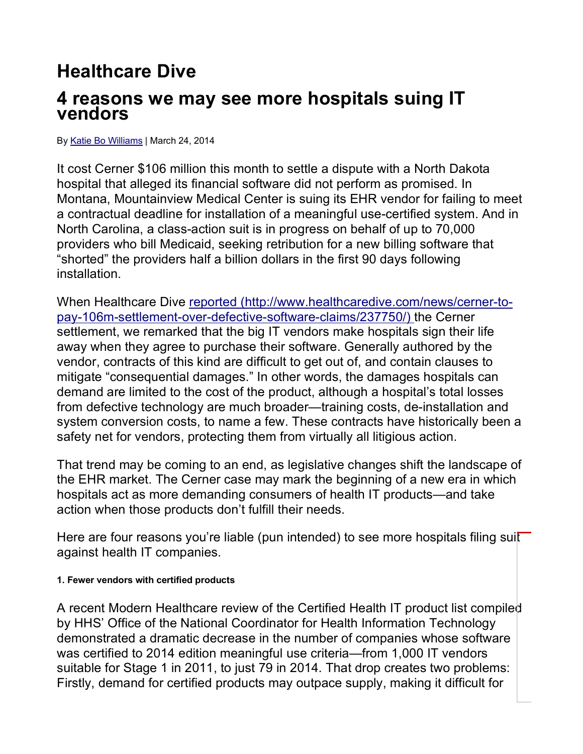# Healthcare Dive

## 4 reasons we may see more hospitals suing IT vendors

By [Katie Bo Williams](#) | March 24, 2014

It cost Cerner $106 million this month to settle a dispute with a North Dakota hospital that alleged its financial software did not perform as promised. In Montana, Mountainview Medical Center is suing its EHR vendor for failing to meet a contractual deadline for installation of a meaningful use-certified system. And in North Carolina, a class-action suit is in progress on behalf of up to 70,000 providers who bill Medicaid, seeking retribution for a new billing software that "shorted" the providers half a billion dollars in the first 90 days following installation.

When Healthcare Dive [reported (http://www.healthcaredive.com/news/cerner-to-pay-106m-settlement-over-defective-software-claims/237750/)](http://www.healthcaredive.com/news/cerner-to-pay-106m-settlement-over-defective-software-claims/237750/) the Cerner settlement, we remarked that the big IT vendors make hospitals sign their life away when they agree to purchase their software. Generally authored by the vendor, contracts of this kind are difficult to get out of, and contain clauses to mitigate "consequential damages." In other words, the damages hospitals can demand are limited to the cost of the product, although a hospital's total losses from defective technology are much broader—training costs, de-installation and system conversion costs, to name a few. These contracts have historically been a safety net for vendors, protecting them from virtually all litigious action.

That trend may be coming to an end, as legislative changes shift the landscape of the EHR market. The Cerner case may mark the beginning of a new era in which hospitals act as more demanding consumers of health IT products—and take action when those products don't fulfill their needs.

Here are four reasons you're liable (pun intended) to see more hospitals filing suit against health IT companies.

#### 1. Fewer vendors with certified products

A recent Modern Healthcare review of the Certified Health IT product list compiled by HHS' Office of the National Coordinator for Health Information Technology demonstrated a dramatic decrease in the number of companies whose software was certified to 2014 edition meaningful use criteria—from 1,000 IT vendors suitable for Stage 1 in 2011, to just 79 in 2014. That drop creates two problems: Firstly, demand for certified products may outpace supply, making it difficult for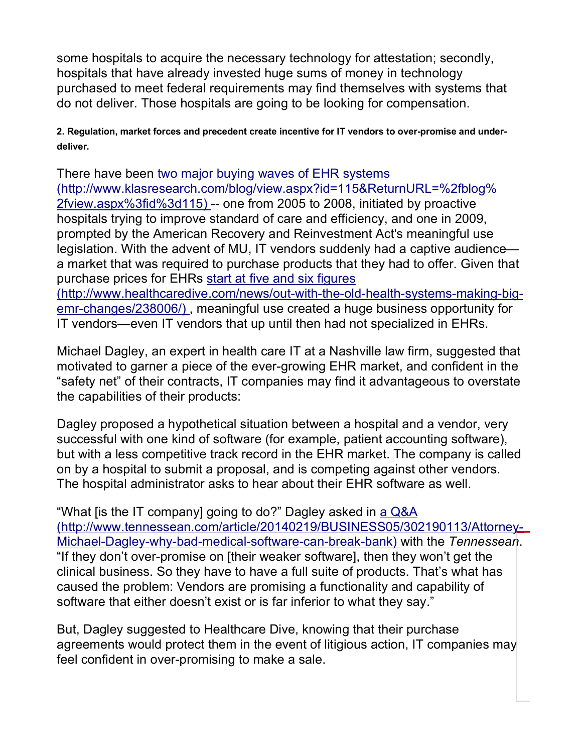some hospitals to acquire the necessary technology for attestation; secondly, hospitals that have already invested huge sums of money in technology purchased to meet federal requirements may find themselves with systems that do not deliver. Those hospitals are going to be looking for compensation.

**2. Regulation, market forces and precedent create incentive for IT vendors to over-promise and under-deliver.**

There have been [two major buying waves of EHR systems (http://www.klasresearch.com/blog/view.aspx?id=115&ReturnURL=%2fblog%2fview.aspx%3fid%3d115)](http://www.klasresearch.com/blog/view.aspx?id=115&ReturnURL=%2fblog%2fview.aspx%3fid%3d115) -- one from 2005 to 2008, initiated by proactive hospitals trying to improve standard of care and efficiency, and one in 2009, prompted by the American Recovery and Reinvestment Act's meaningful use legislation. With the advent of MU, IT vendors suddenly had a captive audience—a market that was required to purchase products that they had to offer. Given that purchase prices for EHRs [start at five and six figures (http://www.healthcaredive.com/news/out-with-the-old-health-systems-making-big-emr-changes/238006/)](http://www.healthcaredive.com/news/out-with-the-old-health-systems-making-big-emr-changes/238006/), meaningful use created a huge business opportunity for IT vendors—even IT vendors that up until then had not specialized in EHRs.

Michael Dagley, an expert in health care IT at a Nashville law firm, suggested that motivated to garner a piece of the ever-growing EHR market, and confident in the "safety net" of their contracts, IT companies may find it advantageous to overstate the capabilities of their products:

Dagley proposed a hypothetical situation between a hospital and a vendor, very successful with one kind of software (for example, patient accounting software), but with a less competitive track record in the EHR market. The company is called on by a hospital to submit a proposal, and is competing against other vendors. The hospital administrator asks to hear about their EHR software as well.

"What [is the IT company] going to do?" Dagley asked in [a Q&A (http://www.tennessean.com/article/20140219/BUSINESS05/302190113/Attorney-Michael-Dagley-why-bad-medical-software-can-break-bank)](http://www.tennessean.com/article/20140219/BUSINESS05/302190113/Attorney-Michael-Dagley-why-bad-medical-software-can-break-bank) with the *Tennessean*. "If they don't over-promise on [their weaker software], then they won't get the clinical business. So they have to have a full suite of products. That's what has caused the problem: Vendors are promising a functionality and capability of software that either doesn't exist or is far inferior to what they say."

But, Dagley suggested to Healthcare Dive, knowing that their purchase agreements would protect them in the event of litigious action, IT companies may feel confident in over-promising to make a sale.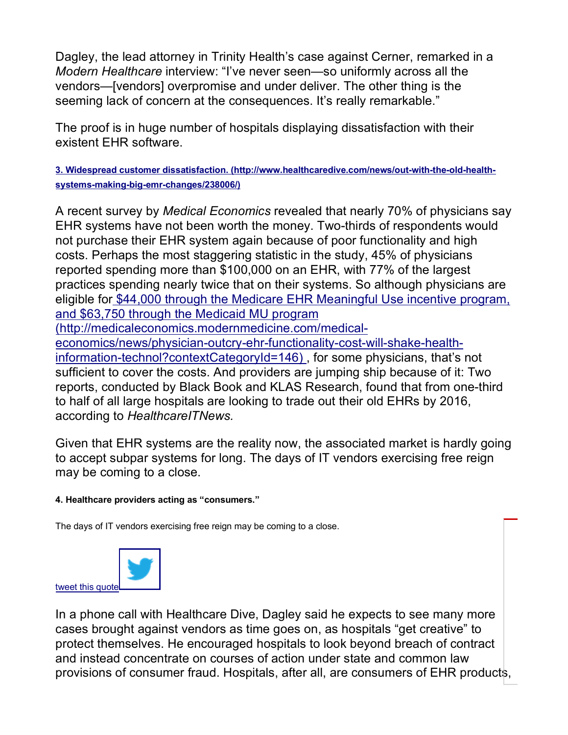Dagley, the lead attorney in Trinity Health's case against Cerner, remarked in a *Modern Healthcare* interview: "I've never seen—so uniformly across all the vendors—[vendors] overpromise and under deliver. The other thing is the seeming lack of concern at the consequences. It's really remarkable."

The proof is in huge number of hospitals displaying dissatisfaction with their existent EHR software.

#### [3. Widespread customer dissatisfaction. (http://www.healthcaredive.com/news/out-with-the-old-health-systems-making-big-emr-changes/238006/)](http://www.healthcaredive.com/news/out-with-the-old-health-systems-making-big-emr-changes/238006/)

A recent survey by *Medical Economics* revealed that nearly 70% of physicians say EHR systems have not been worth the money. Two-thirds of respondents would not purchase their EHR system again because of poor functionality and high costs. Perhaps the most staggering statistic in the study, 45% of physicians reported spending more than $100,000 on an EHR, with 77% of the largest practices spending nearly twice that on their systems. So although physicians are eligible for [$44,000 through the Medicare EHR Meaningful Use incentive program, and $63,750 through the Medicaid MU program (http://medicaleconomics.modernmedicine.com/medical-economics/news/physician-outcry-ehr-functionality-cost-will-shake-health-information-technol?contextCategoryId=146)](http://medicaleconomics.modernmedicine.com/medical-economics/news/physician-outcry-ehr-functionality-cost-will-shake-health-information-technol?contextCategoryId=146) , for some physicians, that's not sufficient to cover the costs. And providers are jumping ship because of it: Two reports, conducted by Black Book and KLAS Research, found that from one-third to half of all large hospitals are looking to trade out their old EHRs by 2016, according to *HealthcareITNews.*

Given that EHR systems are the reality now, the associated market is hardly going to accept subpar systems for long. The days of IT vendors exercising free reign may be coming to a close.

#### 4. Healthcare providers acting as "consumers."

The days of IT vendors exercising free reign may be coming to a close.

tweet this quote

In a phone call with Healthcare Dive, Dagley said he expects to see many more cases brought against vendors as time goes on, as hospitals "get creative" to protect themselves. He encouraged hospitals to look beyond breach of contract and instead concentrate on courses of action under state and common law provisions of consumer fraud. Hospitals, after all, are consumers of EHR products,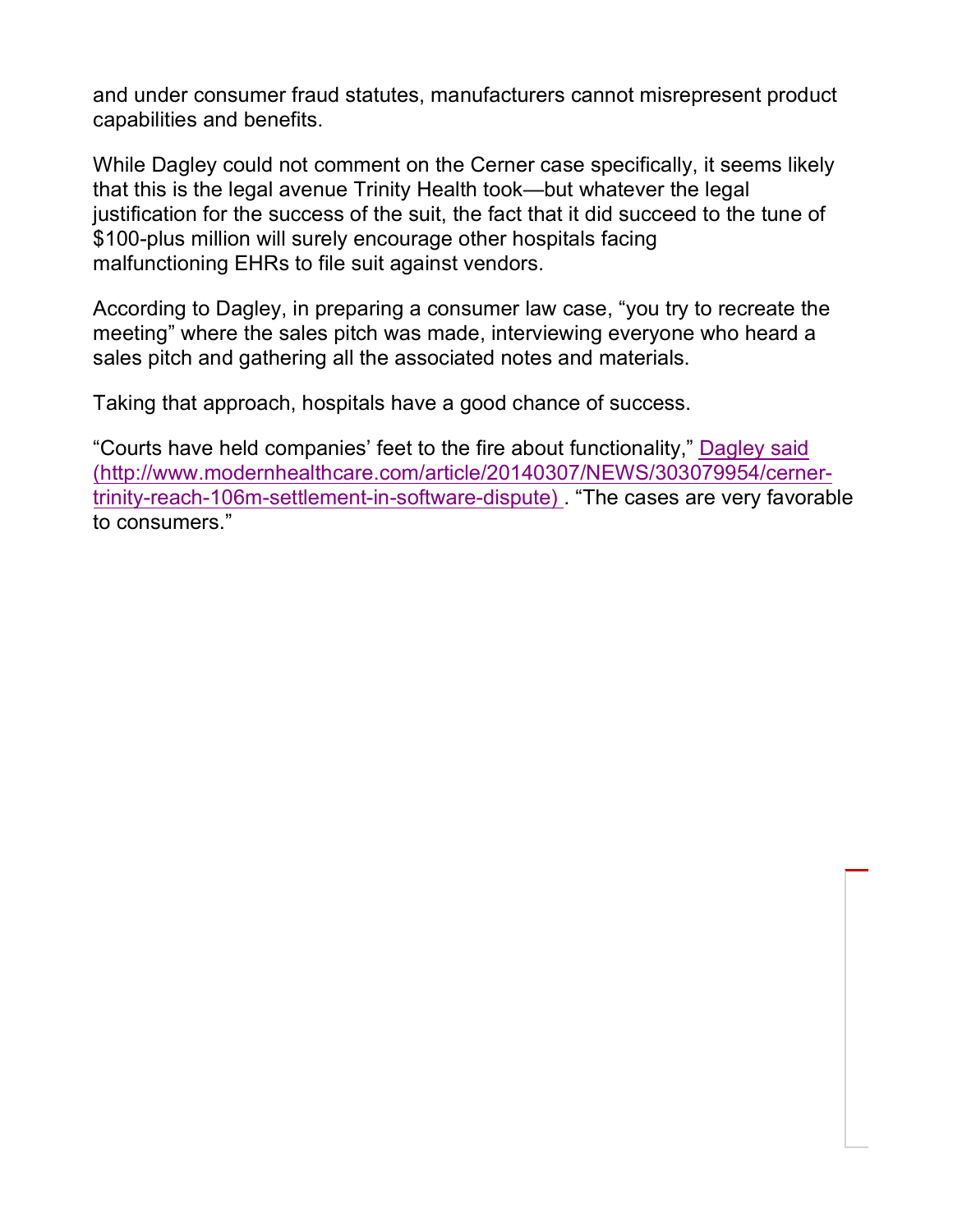and under consumer fraud statutes, manufacturers cannot misrepresent product capabilities and benefits.

While Dagley could not comment on the Cerner case specifically, it seems likely that this is the legal avenue Trinity Health took—but whatever the legal justification for the success of the suit, the fact that it did succeed to the tune of $100-plus million will surely encourage other hospitals facing malfunctioning EHRs to file suit against vendors.

According to Dagley, in preparing a consumer law case, "you try to recreate the meeting" where the sales pitch was made, interviewing everyone who heard a sales pitch and gathering all the associated notes and materials.

Taking that approach, hospitals have a good chance of success.

"Courts have held companies' feet to the fire about functionality," Dagley said (http://www.modernhealthcare.com/article/20140307/NEWS/303079954/cerner-trinity-reach-106m-settlement-in-software-dispute) . "The cases are very favorable to consumers."